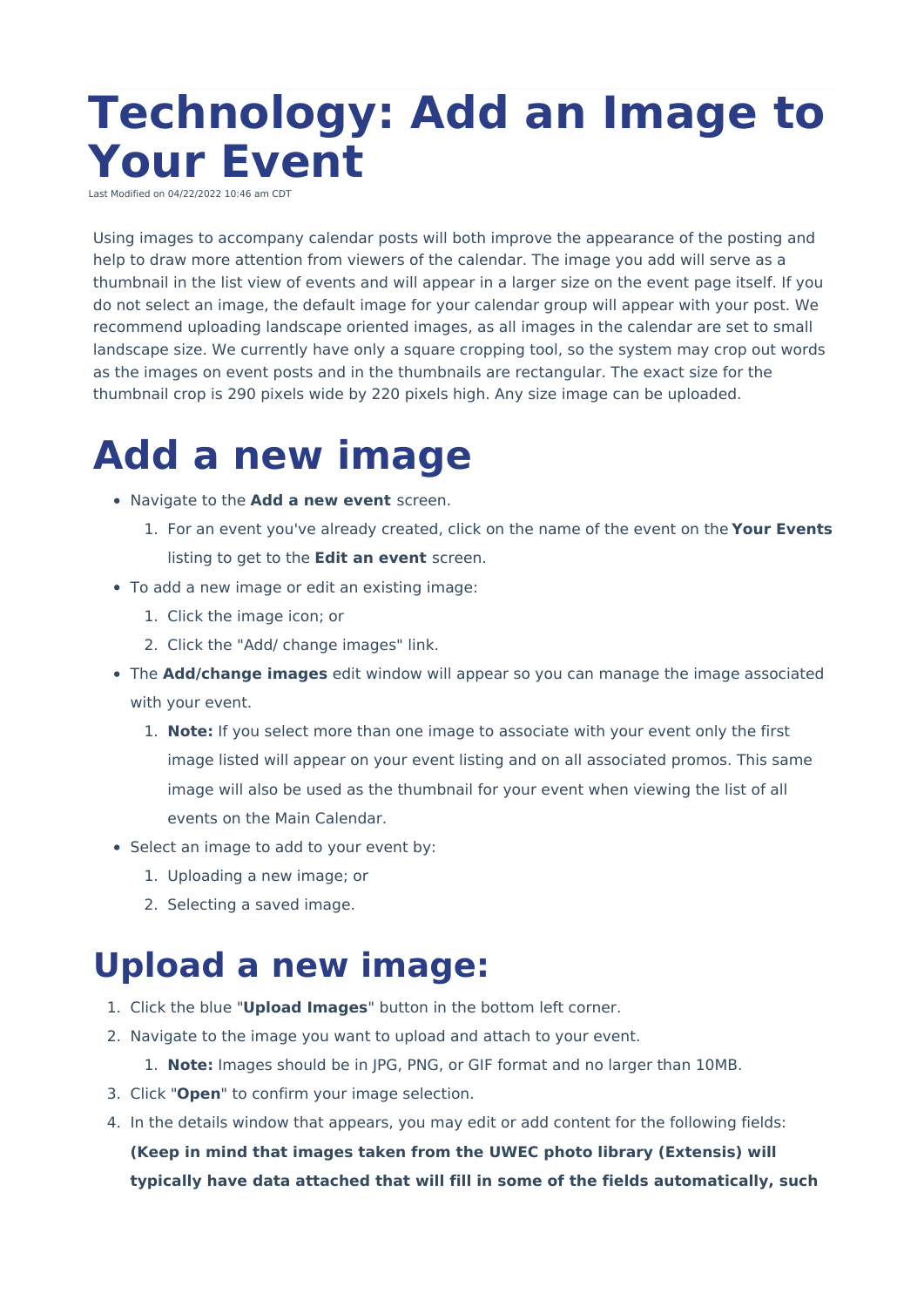# Technology: Add an Image to Your Event

Last Modified on 04/22/2022 10:46 am CDT

Using images to accompany calendar posts will both improve the appearance of the posting and help to draw more attention from viewers of the calendar. The image you add will serve as a thumbnail in the list view of events and will appear in a larger size on the event page itself. If you do not select an image, the default image for your calendar group will appear with your post. We recommend uploading landscape oriented images, as all images in the calendar are set to small landscape size. We currently have only a square cropping tool, so the system may crop out words as the images on event posts and in the thumbnails are rectangular. The exact size for the thumbnail crop is 290 pixels wide by 220 pixels high. Any size image can be uploaded.

# Add a new image

- Navigate to the **Add a new event** screen.
    1. For an event you've already created, click on the name of the event on the **Your Events** listing to get to the **Edit an event** screen.
- To add a new image or edit an existing image:
    1. Click the image icon; or
    2. Click the "Add/ change images" link.
- The **Add/change images** edit window will appear so you can manage the image associated with your event.
    1. **Note:** If you select more than one image to associate with your event only the first image listed will appear on your event listing and on all associated promos. This same image will also be used as the thumbnail for your event when viewing the list of all events on the Main Calendar.
- Select an image to add to your event by:
    1. Uploading a new image; or
    2. Selecting a saved image.

# Upload a new image:

1. Click the blue "**Upload Images**" button in the bottom left corner.
2. Navigate to the image you want to upload and attach to your event.
    1. **Note:** Images should be in JPG, PNG, or GIF format and no larger than 10MB.
3. Click "**Open**" to confirm your image selection.
4. In the details window that appears, you may edit or add content for the following fields: **(Keep in mind that images taken from the UWEC photo library (Extensis) will typically have data attached that will fill in some of the fields automatically, such**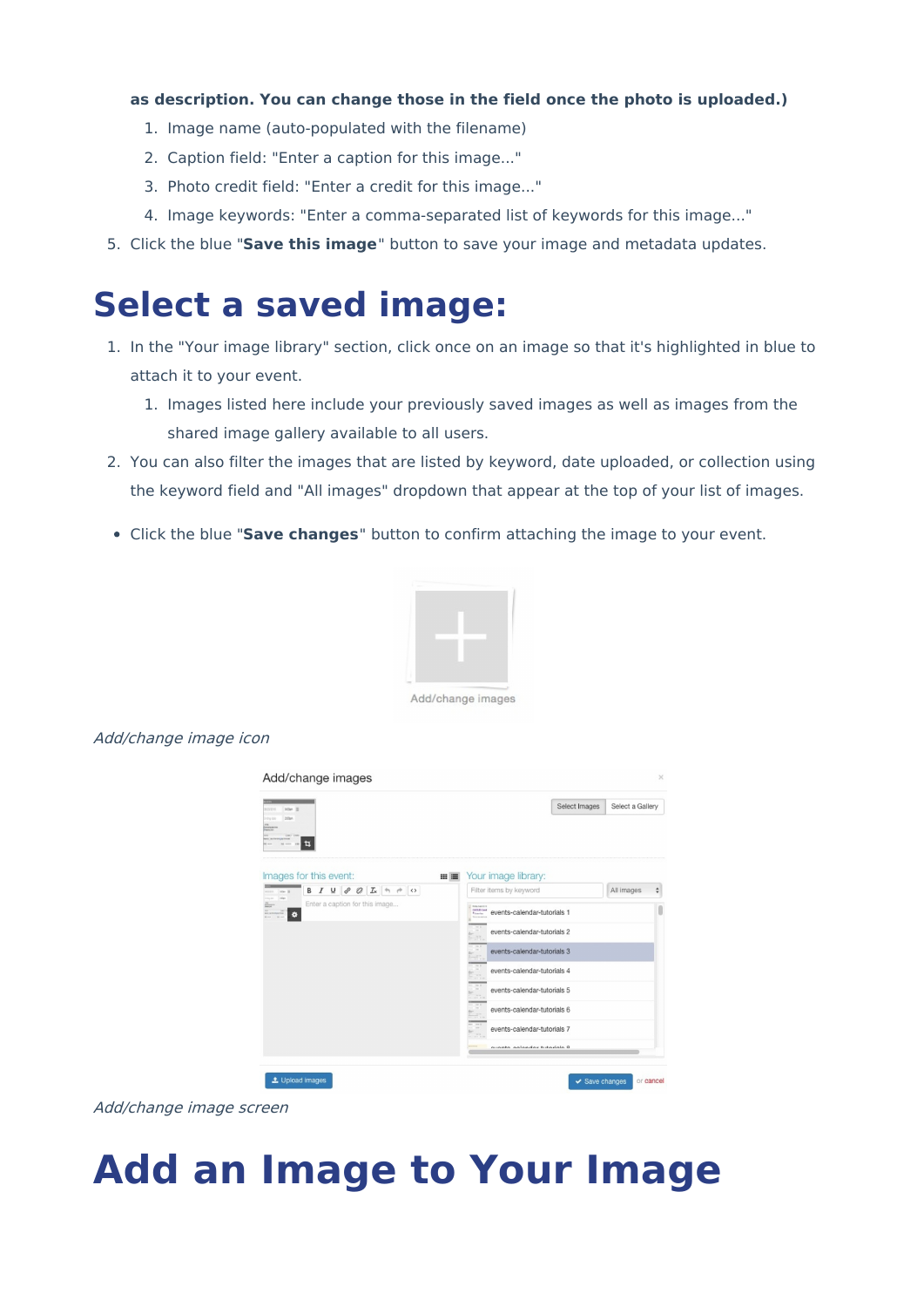**as description. You can change those in the field once the photo is uploaded.)**

1. Image name (auto-populated with the filename)
2. Caption field: "Enter a caption for this image..."
3. Photo credit field: "Enter a credit for this image..."
4. Image keywords: "Enter a comma-separated list of keywords for this image..."

5. Click the blue "**Save this image**" button to save your image and metadata updates.

# Select a saved image:

1. In the "Your image library" section, click once on an image so that it's highlighted in blue to attach it to your event.
   1. Images listed here include your previously saved images as well as images from the shared image gallery available to all users.
2. You can also filter the images that are listed by keyword, date uploaded, or collection using the keyword field and "All images" dropdown that appear at the top of your list of images.

- Click the blue "**Save changes**" button to confirm attaching the image to your event.

*Add/change image icon*

*Add/change image screen*

# Add an Image to Your Image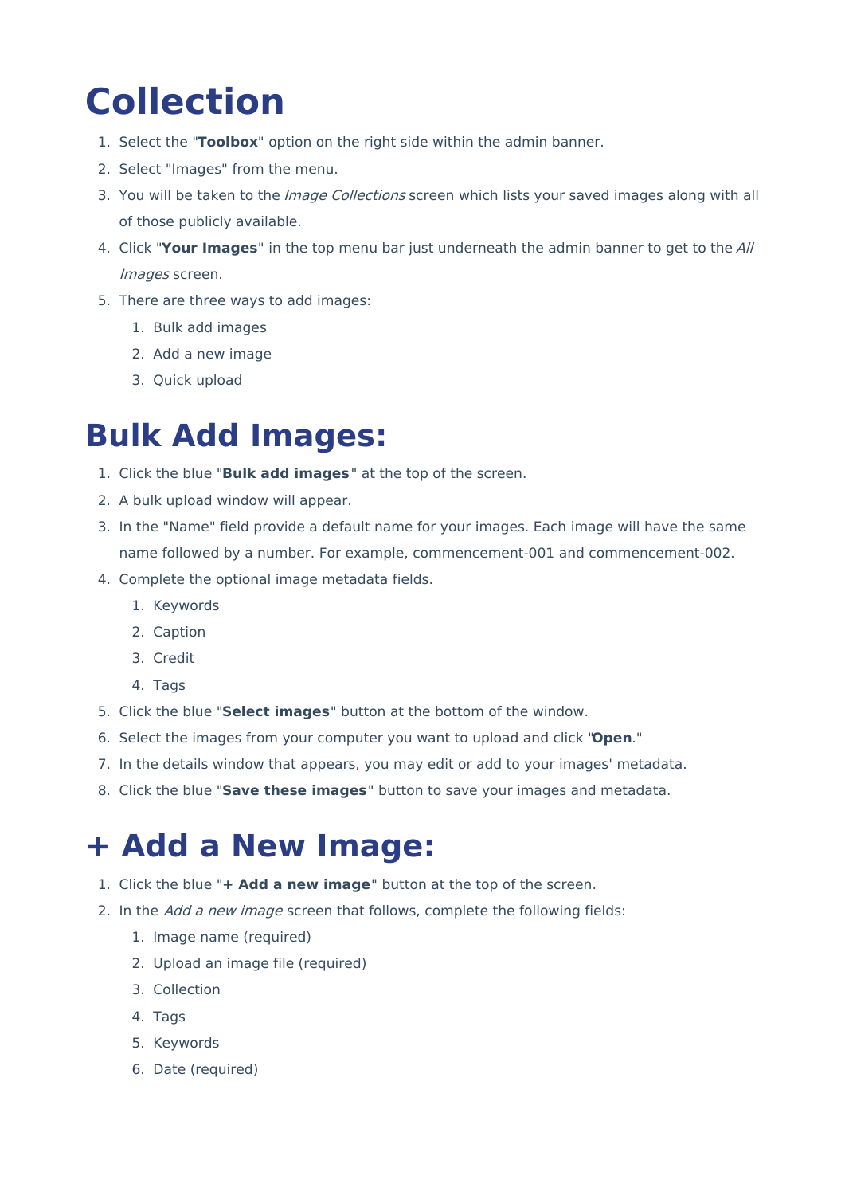# Collection

1. Select the "**Toolbox**" option on the right side within the admin banner.
2. Select "Images" from the menu.
3. You will be taken to the *Image Collections* screen which lists your saved images along with all of those publicly available.
4. Click "**Your Images**" in the top menu bar just underneath the admin banner to get to the *All Images* screen.
5. There are three ways to add images:
    1. Bulk add images
    2. Add a new image
    3. Quick upload

# Bulk Add Images:

1. Click the blue "**Bulk add images**" at the top of the screen.
2. A bulk upload window will appear.
3. In the "Name" field provide a default name for your images. Each image will have the same name followed by a number. For example, commencement-001 and commencement-002.
4. Complete the optional image metadata fields.
    1. Keywords
    2. Caption
    3. Credit
    4. Tags
5. Click the blue "**Select images**" button at the bottom of the window.
6. Select the images from your computer you want to upload and click "**Open**."
7. In the details window that appears, you may edit or add to your images' metadata.
8. Click the blue "**Save these images**" button to save your images and metadata.

# + Add a New Image:

1. Click the blue "**+ Add a new image**" button at the top of the screen.
2. In the *Add a new image* screen that follows, complete the following fields:
    1. Image name (required)
    2. Upload an image file (required)
    3. Collection
    4. Tags
    5. Keywords
    6. Date (required)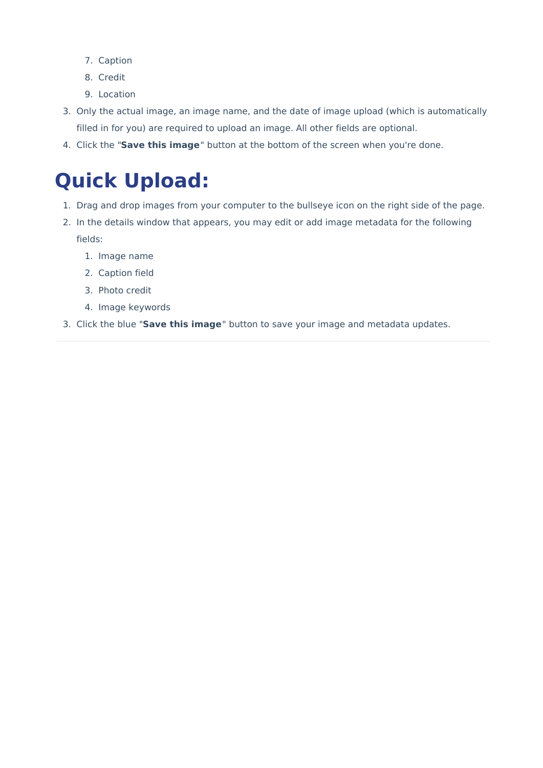7. Caption
    8. Credit
    9. Location
3. Only the actual image, an image name, and the date of image upload (which is automatically filled in for you) are required to upload an image. All other fields are optional.
4. Click the "**Save this image**" button at the bottom of the screen when you're done.

# Quick Upload:

1. Drag and drop images from your computer to the bullseye icon on the right side of the page.
2. In the details window that appears, you may edit or add image metadata for the following fields:
    1. Image name
    2. Caption field
    3. Photo credit
    4. Image keywords
3. Click the blue "**Save this image**" button to save your image and metadata updates.

---